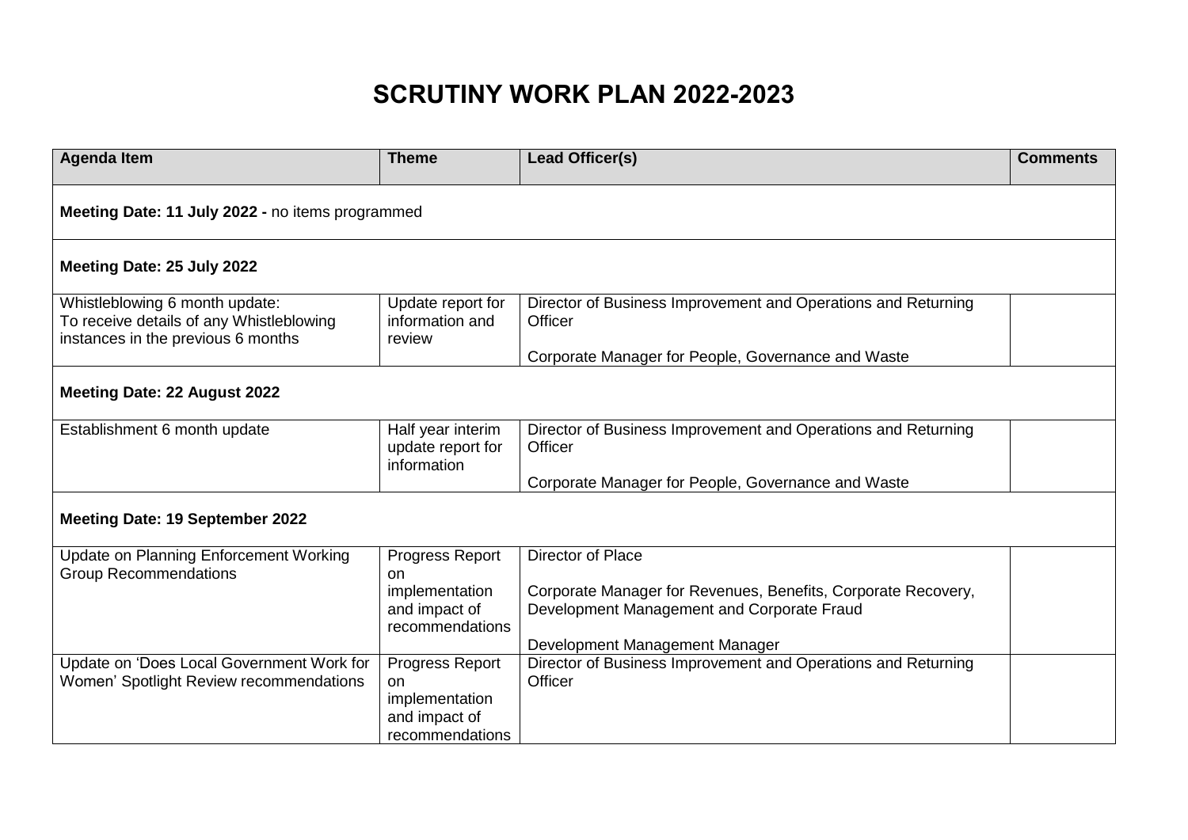# SCRUTINY WORK PLAN 2022-2023

| Agenda Item | Theme | Lead Officer(s) | Comments |
|---|---|---|---|
| **Meeting Date: 11 July 2022 -** no items programmed | | | |
| **Meeting Date: 25 July 2022** | | | |
| Whistleblowing 6 month update: To receive details of any Whistleblowing instances in the previous 6 months | Update report for information and review | Director of Business Improvement and Operations and Returning Officer<br><br>Corporate Manager for People, Governance and Waste | |
| **Meeting Date: 22 August 2022** | | | |
| Establishment 6 month update | Half year interim update report for information | Director of Business Improvement and Operations and Returning Officer<br><br>Corporate Manager for People, Governance and Waste | |
| **Meeting Date: 19 September 2022** | | | |
| Update on Planning Enforcement Working Group Recommendations | Progress Report on implementation and impact of recommendations | Director of Place<br><br>Corporate Manager for Revenues, Benefits, Corporate Recovery, Development Management and Corporate Fraud<br><br>Development Management Manager | |
| Update on 'Does Local Government Work for Women' Spotlight Review recommendations | Progress Report on implementation and impact of recommendations | Director of Business Improvement and Operations and Returning Officer | |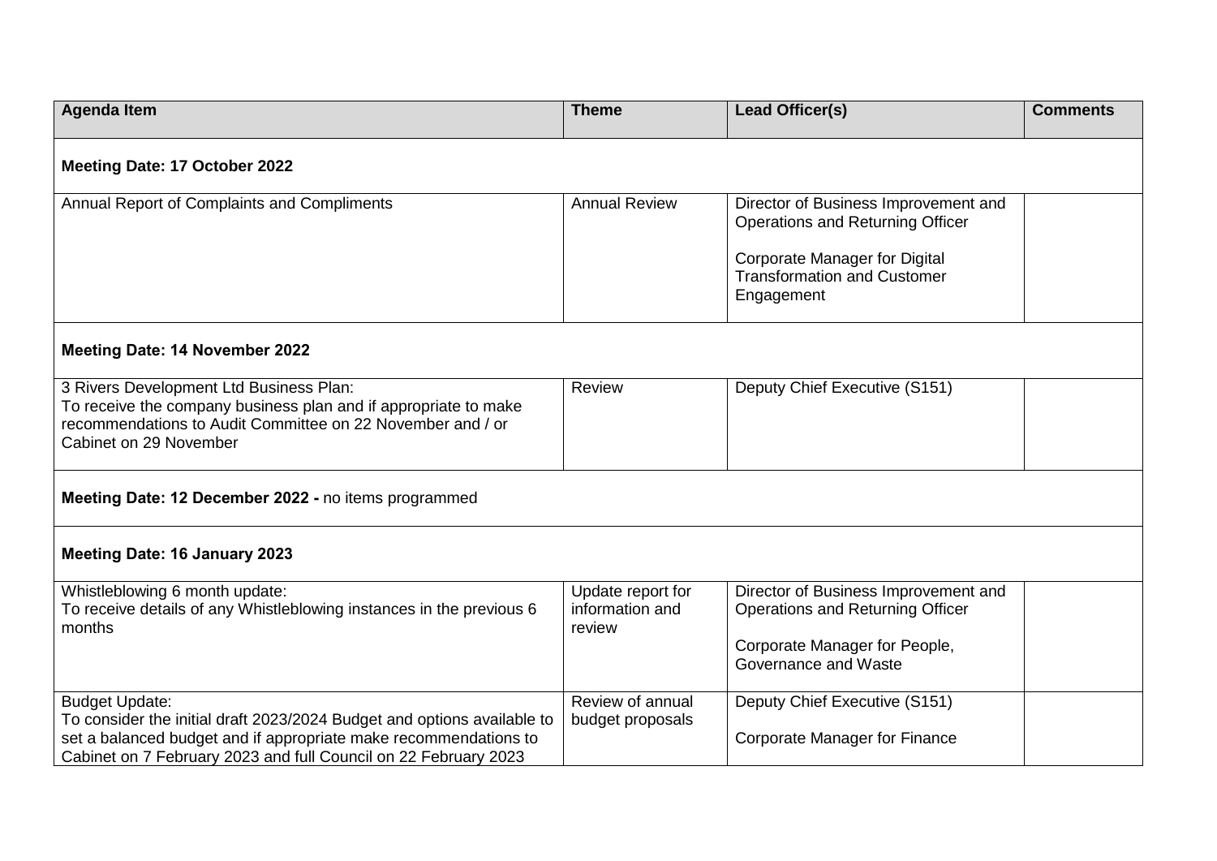| Agenda Item | Theme | Lead Officer(s) | Comments |
|---|---|---|---|
| **Meeting Date: 17 October 2022** | | | |
| Annual Report of Complaints and Compliments | Annual Review | Director of Business Improvement and Operations and Returning Officer<br><br>Corporate Manager for Digital Transformation and Customer Engagement | |
| **Meeting Date: 14 November 2022** | | | |
| 3 Rivers Development Ltd Business Plan:<br>To receive the company business plan and if appropriate to make recommendations to Audit Committee on 22 November and / or Cabinet on 29 November | Review | Deputy Chief Executive (S151) | |
| **Meeting Date: 12 December 2022 -** no items programmed | | | |
| **Meeting Date: 16 January 2023** | | | |
| Whistleblowing 6 month update:<br>To receive details of any Whistleblowing instances in the previous 6 months | Update report for information and review | Director of Business Improvement and Operations and Returning Officer<br><br>Corporate Manager for People, Governance and Waste | |
| Budget Update:<br>To consider the initial draft 2023/2024 Budget and options available to set a balanced budget and if appropriate make recommendations to Cabinet on 7 February 2023 and full Council on 22 February 2023 | Review of annual budget proposals | Deputy Chief Executive (S151)<br><br>Corporate Manager for Finance | |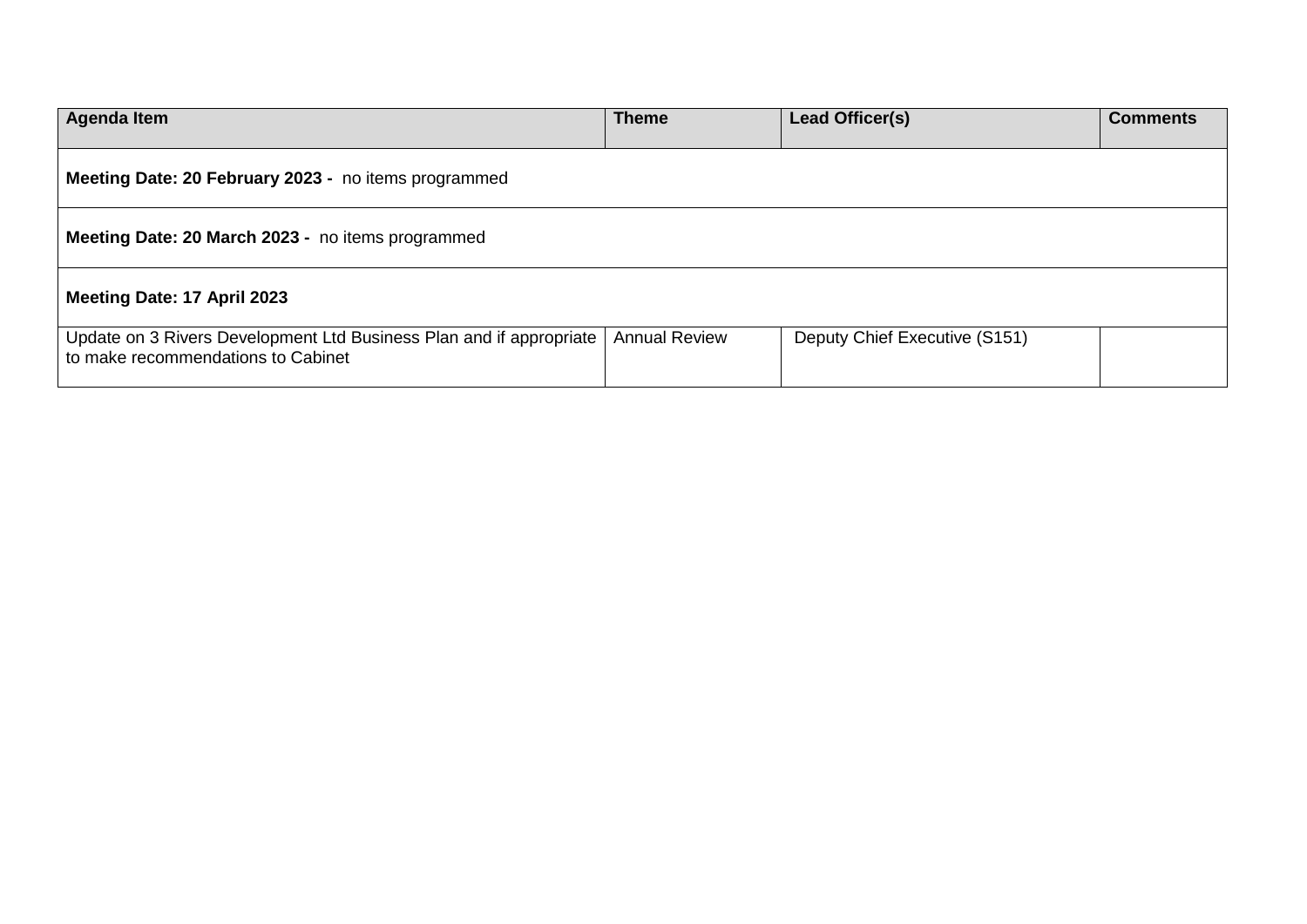| Agenda Item | Theme | Lead Officer(s) | Comments |
|---|---|---|---|
| **Meeting Date: 20 February 2023 -** no items programmed | | | |
| **Meeting Date: 20 March 2023 -** no items programmed | | | |
| **Meeting Date: 17 April 2023** | | | |
| Update on 3 Rivers Development Ltd Business Plan and if appropriate to make recommendations to Cabinet | Annual Review | Deputy Chief Executive (S151) | |